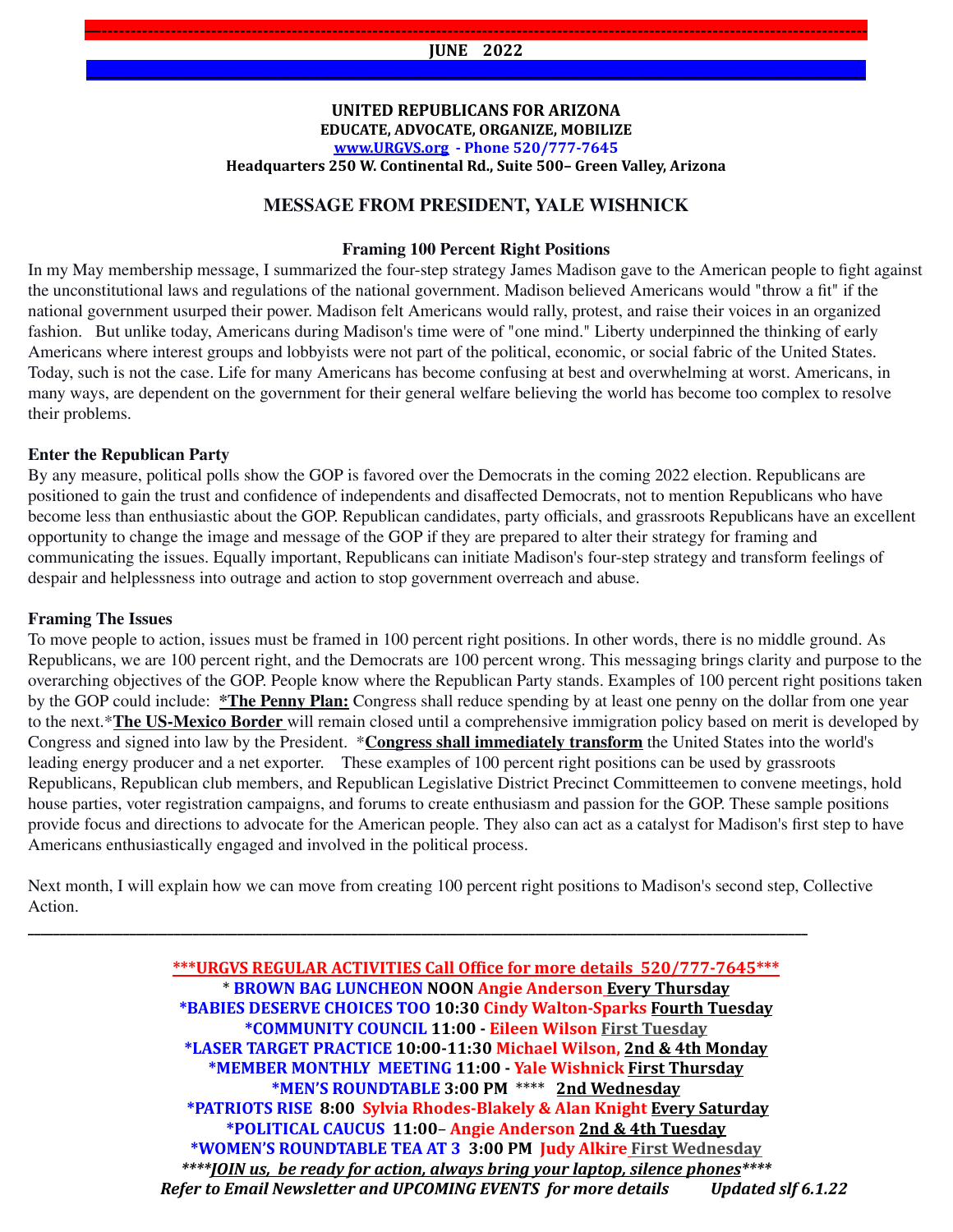**JUNE 2022**

**UNITED REPUBLICANS FOR ARIZONA**
**EDUCATE, ADVOCATE, ORGANIZE, MOBILIZE**
**www.URGVS.org - Phone 520/777-7645**
**Headquarters 250 W. Continental Rd., Suite 500– Green Valley, Arizona**

## MESSAGE FROM PRESIDENT, YALE WISHNICK

### Framing 100 Percent Right Positions

In my May membership message, I summarized the four-step strategy James Madison gave to the American people to fight against the unconstitutional laws and regulations of the national government. Madison believed Americans would "throw a fit" if the national government usurped their power. Madison felt Americans would rally, protest, and raise their voices in an organized fashion. But unlike today, Americans during Madison's time were of "one mind." Liberty underpinned the thinking of early Americans where interest groups and lobbyists were not part of the political, economic, or social fabric of the United States. Today, such is not the case. Life for many Americans has become confusing at best and overwhelming at worst. Americans, in many ways, are dependent on the government for their general welfare believing the world has become too complex to resolve their problems.

**Enter the Republican Party**

By any measure, political polls show the GOP is favored over the Democrats in the coming 2022 election. Republicans are positioned to gain the trust and confidence of independents and disaffected Democrats, not to mention Republicans who have become less than enthusiastic about the GOP. Republican candidates, party officials, and grassroots Republicans have an excellent opportunity to change the image and message of the GOP if they are prepared to alter their strategy for framing and communicating the issues. Equally important, Republicans can initiate Madison's four-step strategy and transform feelings of despair and helplessness into outrage and action to stop government overreach and abuse.

**Framing The Issues**

To move people to action, issues must be framed in 100 percent right positions. In other words, there is no middle ground. As Republicans, we are 100 percent right, and the Democrats are 100 percent wrong. This messaging brings clarity and purpose to the overarching objectives of the GOP. People know where the Republican Party stands. Examples of 100 percent right positions taken by the GOP could include: ***The Penny Plan:** Congress shall reduce spending by at least one penny on the dollar from one year to the next.***The US-Mexico Border** will remain closed until a comprehensive immigration policy based on merit is developed by Congress and signed into law by the President. ***Congress shall immediately transform** the United States into the world's leading energy producer and a net exporter. These examples of 100 percent right positions can be used by grassroots Republicans, Republican club members, and Republican Legislative District Precinct Committeemen to convene meetings, hold house parties, voter registration campaigns, and forums to create enthusiasm and passion for the GOP. These sample positions provide focus and directions to advocate for the American people. They also can act as a catalyst for Madison's first step to have Americans enthusiastically engaged and involved in the political process.

Next month, I will explain how we can move from creating 100 percent right positions to Madison's second step, Collective Action.

---

**\*\*\*URGVS REGULAR ACTIVITIES Call Office for more details 520/777-7645\*\*\***

\* **BROWN BAG LUNCHEON NOON** Angie Anderson **Every Thursday**
***BABIES DESERVE CHOICES TOO 10:30** Cindy Walton-Sparks **Fourth Tuesday**
***COMMUNITY COUNCIL 11:00 -** Eileen Wilson **First Tuesday**
***LASER TARGET PRACTICE 10:00-11:30** Michael Wilson, **2nd & 4th Monday**
***MEMBER MONTHLY MEETING 11:00 -** Yale Wishnick **First Thursday**
***MEN'S ROUNDTABLE 3:00 PM** \*\*\*\* **2nd Wednesday**
***PATRIOTS RISE 8:00** Sylvia Rhodes-Blakely & Alan Knight **Every Saturday**
***POLITICAL CAUCUS 11:00–** Angie Anderson **2nd & 4th Tuesday**
***WOMEN'S ROUNDTABLE TEA AT 3 3:00 PM** Judy Alkire **First Wednesday**

***\*\*\*\*JOIN us, be ready for action, always bring your laptop, silence phones\*\*\*\****

***Refer to Email Newsletter and UPCOMING EVENTS for more details     Updated slf 6.1.22***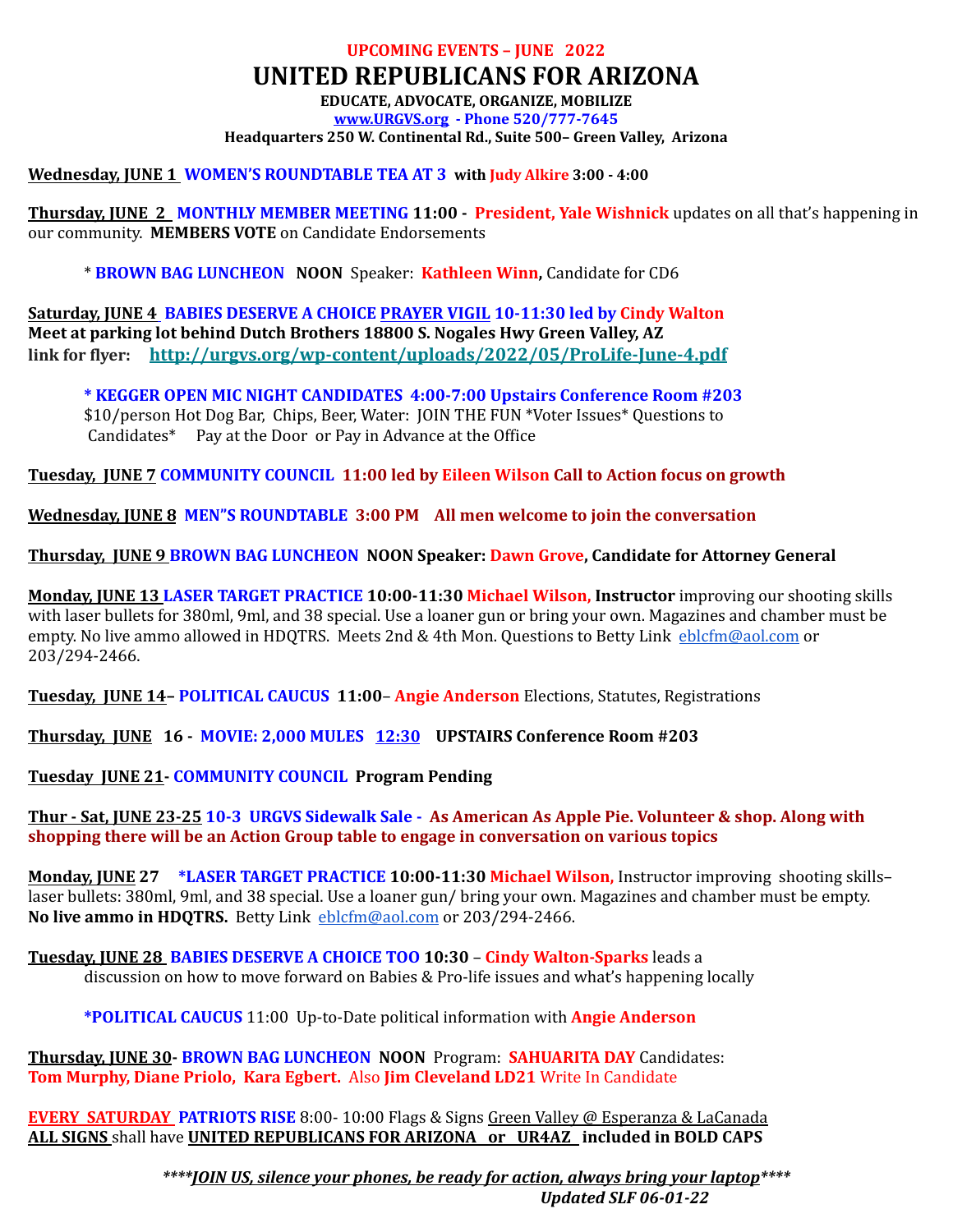**UPCOMING EVENTS – JUNE 2022**

# UNITED REPUBLICANS FOR ARIZONA

**EDUCATE, ADVOCATE, ORGANIZE, MOBILIZE**

**www.URGVS.org - Phone 520/777-7645**

**Headquarters 250 W. Continental Rd., Suite 500– Green Valley, Arizona**

**Wednesday, JUNE 1** **WOMEN'S ROUNDTABLE TEA AT 3 with Judy Alkire 3:00 - 4:00**

**Thursday, JUNE 2** **MONTHLY MEMBER MEETING 11:00 - President, Yale Wishnick** updates on all that's happening in our community. **MEMBERS VOTE** on Candidate Endorsements

\* **BROWN BAG LUNCHEON NOON** Speaker: **Kathleen Winn,** Candidate for CD6

**Saturday, JUNE 4** **BABIES DESERVE A CHOICE PRAYER VIGIL 10-11:30 led by Cindy Walton**
**Meet at parking lot behind Dutch Brothers 18800 S. Nogales Hwy Green Valley, AZ**
**link for flyer: http://urgvs.org/wp-content/uploads/2022/05/ProLife-June-4.pdf**

**\* KEGGER OPEN MIC NIGHT CANDIDATES 4:00-7:00 Upstairs Conference Room #203**
$10/person Hot Dog Bar, Chips, Beer, Water: JOIN THE FUN \*Voter Issues\* Questions to Candidates\* Pay at the Door or Pay in Advance at the Office

**Tuesday, JUNE 7** **COMMUNITY COUNCIL 11:00 led by Eileen Wilson Call to Action focus on growth**

**Wednesday, JUNE 8** **MEN"S ROUNDTABLE 3:00 PM All men welcome to join the conversation**

**Thursday, JUNE 9** **BROWN BAG LUNCHEON NOON Speaker: Dawn Grove, Candidate for Attorney General**

**Monday, JUNE 13** **LASER TARGET PRACTICE 10:00-11:30 Michael Wilson, Instructor** improving our shooting skills with laser bullets for 380ml, 9ml, and 38 special. Use a loaner gun or bring your own. Magazines and chamber must be empty. No live ammo allowed in HDQTRS. Meets 2nd & 4th Mon. Questions to Betty Link eblcfm@aol.com or 203/294-2466.

**Tuesday, JUNE 14– POLITICAL CAUCUS 11:00– Angie Anderson** Elections, Statutes, Registrations

**Thursday, JUNE 16 - MOVIE: 2,000 MULES 12:30 UPSTAIRS Conference Room #203**

**Tuesday JUNE 21- COMMUNITY COUNCIL Program Pending**

**Thur - Sat, JUNE 23-25** **10-3 URGVS Sidewalk Sale - As American As Apple Pie. Volunteer & shop. Along with shopping there will be an Action Group table to engage in conversation on various topics**

**Monday, JUNE 27** **\*LASER TARGET PRACTICE 10:00-11:30 Michael Wilson,** Instructor improving shooting skills– laser bullets: 380ml, 9ml, and 38 special. Use a loaner gun/ bring your own. Magazines and chamber must be empty. **No live ammo in HDQTRS.** Betty Link eblcfm@aol.com or 203/294-2466.

**Tuesday, JUNE 28** **BABIES DESERVE A CHOICE TOO 10:30 – Cindy Walton-Sparks** leads a discussion on how to move forward on Babies & Pro-life issues and what's happening locally

**\*POLITICAL CAUCUS** 11:00 Up-to-Date political information with **Angie Anderson**

**Thursday, JUNE 30- BROWN BAG LUNCHEON NOON** Program: **SAHUARITA DAY** Candidates: **Tom Murphy, Diane Priolo, Kara Egbert.** Also **Jim Cleveland LD21** Write In Candidate

**EVERY SATURDAY** **PATRIOTS RISE** 8:00- 10:00 Flags & Signs Green Valley @ Esperanza & LaCanada
**ALL SIGNS** shall have **UNITED REPUBLICANS FOR ARIZONA or UR4AZ included in BOLD CAPS**

***\*\*\*\*JOIN US, silence your phones, be ready for action, always bring your laptop\*\*\*\****

***Updated SLF 06-01-22***